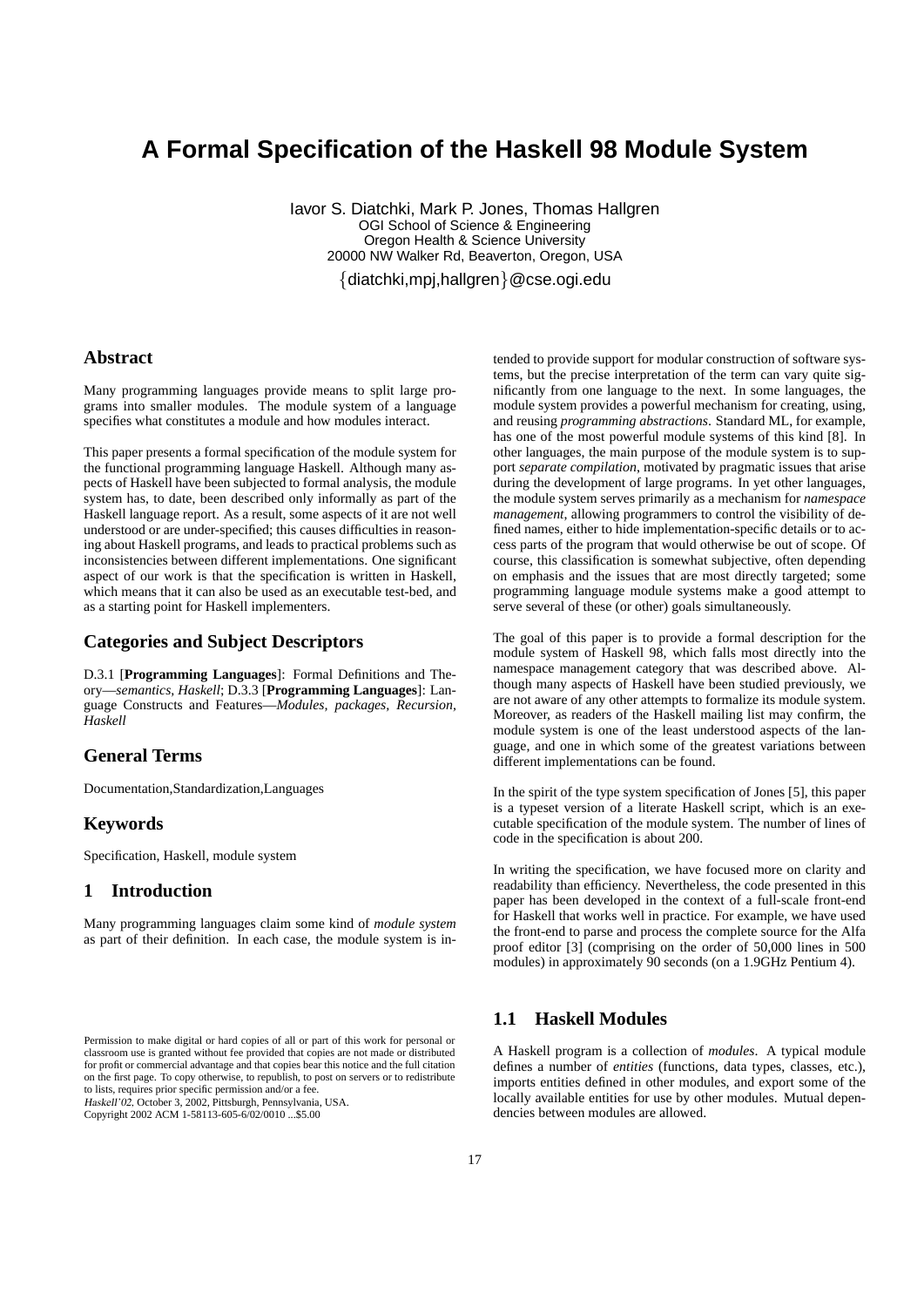# A Formal Specification of the Haskell 98 Module System

Iavor S. Diatchki, Mark P. Jones, Thomas Hallgren
OGI School of Science & Engineering
Oregon Health & Science University
20000 NW Walker Rd, Beaverton, Oregon, USA
{diatchki,mpj,hallgren}@cse.ogi.edu

## Abstract

Many programming languages provide means to split large programs into smaller modules. The module system of a language specifies what constitutes a module and how modules interact.

This paper presents a formal specification of the module system for the functional programming language Haskell. Although many aspects of Haskell have been subjected to formal analysis, the module system has, to date, been described only informally as part of the Haskell language report. As a result, some aspects of it are not well understood or are under-specified; this causes difficulties in reasoning about Haskell programs, and leads to practical problems such as inconsistencies between different implementations. One significant aspect of our work is that the specification is written in Haskell, which means that it can also be used as an executable test-bed, and as a starting point for Haskell implementers.

## Categories and Subject Descriptors

D.3.1 [**Programming Languages**]: Formal Definitions and Theory—*semantics, Haskell*; D.3.3 [**Programming Languages**]: Language Constructs and Features—*Modules, packages, Recursion, Haskell*

## General Terms

Documentation,Standardization,Languages

## Keywords

Specification, Haskell, module system

## 1 Introduction

Many programming languages claim some kind of *module system* as part of their definition. In each case, the module system is intended to provide support for modular construction of software systems, but the precise interpretation of the term can vary quite significantly from one language to the next. In some languages, the module system provides a powerful mechanism for creating, using, and reusing *programming abstractions*. Standard ML, for example, has one of the most powerful module systems of this kind [8]. In other languages, the main purpose of the module system is to support *separate compilation*, motivated by pragmatic issues that arise during the development of large programs. In yet other languages, the module system serves primarily as a mechanism for *namespace management*, allowing programmers to control the visibility of defined names, either to hide implementation-specific details or to access parts of the program that would otherwise be out of scope. Of course, this classification is somewhat subjective, often depending on emphasis and the issues that are most directly targeted; some programming language module systems make a good attempt to serve several of these (or other) goals simultaneously.

The goal of this paper is to provide a formal description for the module system of Haskell 98, which falls most directly into the namespace management category that was described above. Although many aspects of Haskell have been studied previously, we are not aware of any other attempts to formalize its module system. Moreover, as readers of the Haskell mailing list may confirm, the module system is one of the least understood aspects of the language, and one in which some of the greatest variations between different implementations can be found.

In the spirit of the type system specification of Jones [5], this paper is a typeset version of a literate Haskell script, which is an executable specification of the module system. The number of lines of code in the specification is about 200.

In writing the specification, we have focused more on clarity and readability than efficiency. Nevertheless, the code presented in this paper has been developed in the context of a full-scale front-end for Haskell that works well in practice. For example, we have used the front-end to parse and process the complete source for the Alfa proof editor [3] (comprising on the order of 50,000 lines in 500 modules) in approximately 90 seconds (on a 1.9GHz Pentium 4).

### 1.1 Haskell Modules

A Haskell program is a collection of *modules*. A typical module defines a number of *entities* (functions, data types, classes, etc.), imports entities defined in other modules, and export some of the locally available entities for use by other modules. Mutual dependencies between modules are allowed.

Permission to make digital or hard copies of all or part of this work for personal or classroom use is granted without fee provided that copies are not made or distributed for profit or commercial advantage and that copies bear this notice and the full citation on the first page. To copy otherwise, to republish, to post on servers or to redistribute to lists, requires prior specific permission and/or a fee.
*Haskell'02*, October 3, 2002, Pittsburgh, Pennsylvania, USA.
Copyright 2002 ACM 1-58113-605-6/02/0010 ...$5.00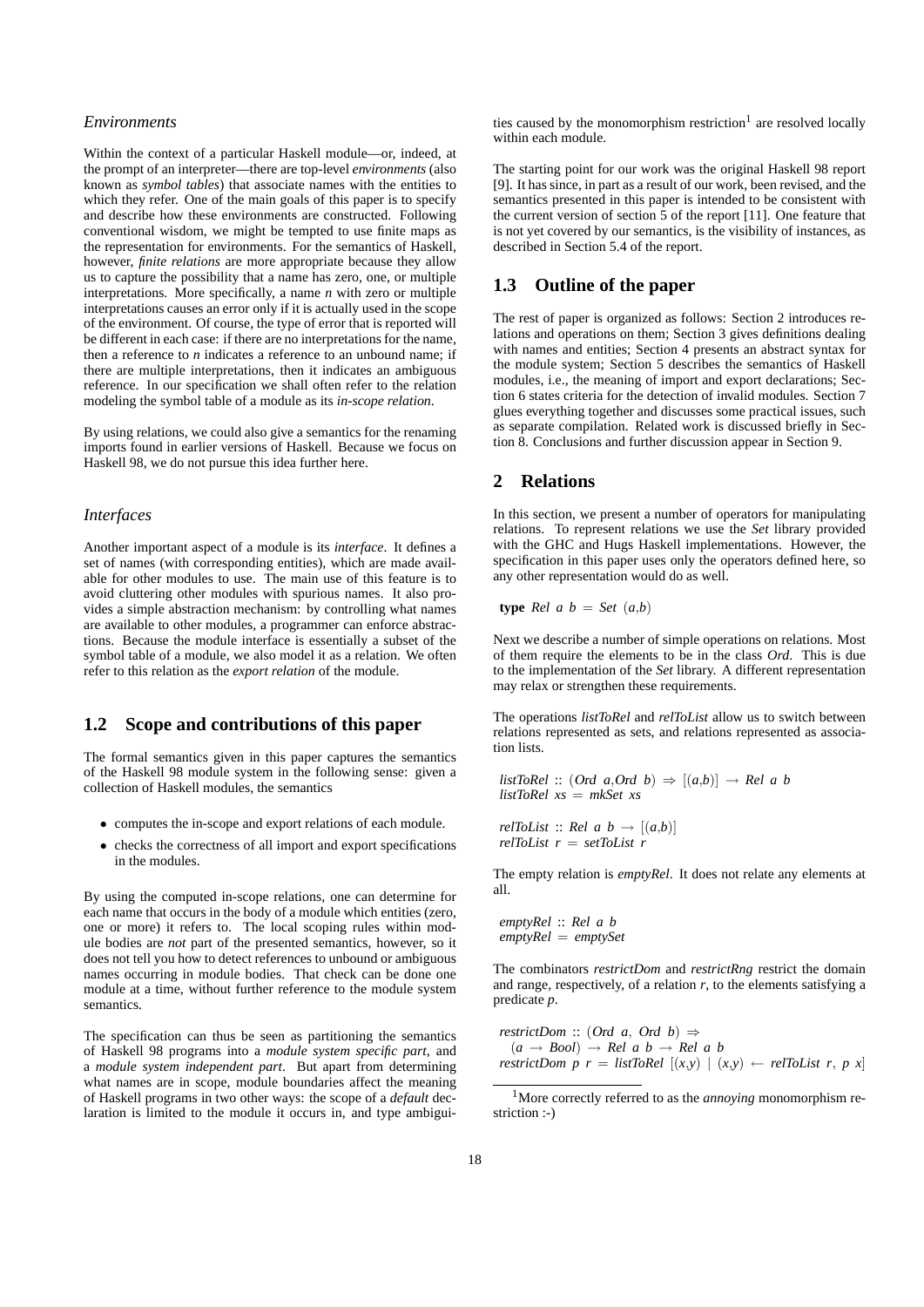### *Environments*

Within the context of a particular Haskell module—or, indeed, at the prompt of an interpreter—there are top-level *environments* (also known as *symbol tables*) that associate names with the entities to which they refer. One of the main goals of this paper is to specify and describe how these environments are constructed. Following conventional wisdom, we might be tempted to use finite maps as the representation for environments. For the semantics of Haskell, however, *finite relations* are more appropriate because they allow us to capture the possibility that a name has zero, one, or multiple interpretations. More specifically, a name *n* with zero or multiple interpretations causes an error only if it is actually used in the scope of the environment. Of course, the type of error that is reported will be different in each case: if there are no interpretations for the name, then a reference to *n* indicates a reference to an unbound name; if there are multiple interpretations, then it indicates an ambiguous reference. In our specification we shall often refer to the relation modeling the symbol table of a module as its *in-scope relation*.

By using relations, we could also give a semantics for the renaming imports found in earlier versions of Haskell. Because we focus on Haskell 98, we do not pursue this idea further here.

### *Interfaces*

Another important aspect of a module is its *interface*. It defines a set of names (with corresponding entities), which are made available for other modules to use. The main use of this feature is to avoid cluttering other modules with spurious names. It also provides a simple abstraction mechanism: by controlling what names are available to other modules, a programmer can enforce abstractions. Because the module interface is essentially a subset of the symbol table of a module, we also model it as a relation. We often refer to this relation as the *export relation* of the module.

## 1.2 Scope and contributions of this paper

The formal semantics given in this paper captures the semantics of the Haskell 98 module system in the following sense: given a collection of Haskell modules, the semantics

- computes the in-scope and export relations of each module.
- checks the correctness of all import and export specifications in the modules.

By using the computed in-scope relations, one can determine for each name that occurs in the body of a module which entities (zero, one or more) it refers to. The local scoping rules within module bodies are *not* part of the presented semantics, however, so it does not tell you how to detect references to unbound or ambiguous names occurring in module bodies. That check can be done one module at a time, without further reference to the module system semantics.

The specification can thus be seen as partitioning the semantics of Haskell 98 programs into a *module system specific part*, and a *module system independent part*. But apart from determining what names are in scope, module boundaries affect the meaning of Haskell programs in two other ways: the scope of a *default* declaration is limited to the module it occurs in, and type ambiguities caused by the monomorphism restriction[1] are resolved locally within each module.

The starting point for our work was the original Haskell 98 report [9]. It has since, in part as a result of our work, been revised, and the semantics presented in this paper is intended to be consistent with the current version of section 5 of the report [11]. One feature that is not yet covered by our semantics, is the visibility of instances, as described in Section 5.4 of the report.

## 1.3 Outline of the paper

The rest of paper is organized as follows: Section 2 introduces relations and operations on them; Section 3 gives definitions dealing with names and entities; Section 4 presents an abstract syntax for the module system; Section 5 describes the semantics of Haskell modules, i.e., the meaning of import and export declarations; Section 6 states criteria for the detection of invalid modules. Section 7 glues everything together and discusses some practical issues, such as separate compilation. Related work is discussed briefly in Section 8. Conclusions and further discussion appear in Section 9.

# 2 Relations

In this section, we present a number of operators for manipulating relations. To represent relations we use the *Set* library provided with the GHC and Hugs Haskell implementations. However, the specification in this paper uses only the operators defined here, so any other representation would do as well.

```
type Rel a b = Set (a,b)
```

Next we describe a number of simple operations on relations. Most of them require the elements to be in the class *Ord*. This is due to the implementation of the *Set* library. A different representation may relax or strengthen these requirements.

The operations *listToRel* and *relToList* allow us to switch between relations represented as sets, and relations represented as association lists.

```
listToRel :: (Ord a,Ord b) ⇒ [(a,b)] → Rel a b
listToRel xs = mkSet xs

relToList :: Rel a b → [(a,b)]
relToList r = setToList r
```

The empty relation is *emptyRel*. It does not relate any elements at all.

```
emptyRel :: Rel a b
emptyRel = emptySet
```

The combinators *restrictDom* and *restrictRng* restrict the domain and range, respectively, of a relation *r*, to the elements satisfying a predicate *p*.

```
restrictDom :: (Ord a, Ord b) ⇒
  (a → Bool) → Rel a b → Rel a b
restrictDom p r = listToRel [(x,y) | (x,y) ← relToList r, p x]
```

[1] More correctly referred to as the *annoying* monomorphism restriction :-)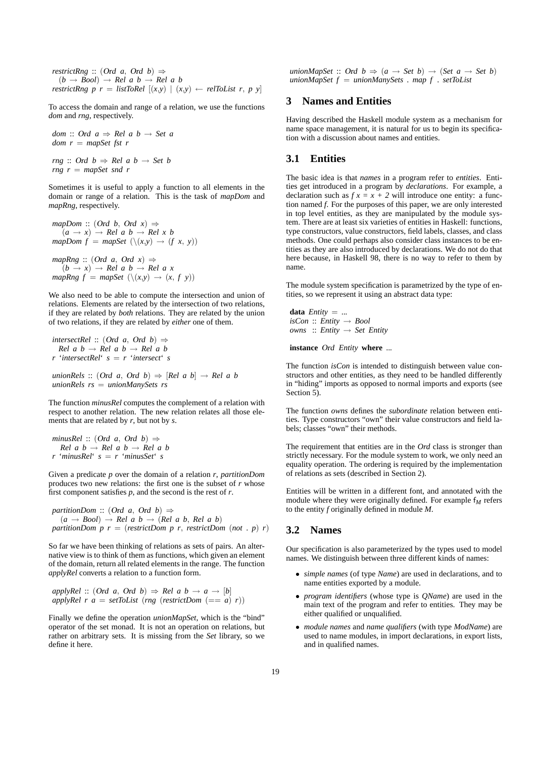```
restrictRng :: (Ord a, Ord b) =>
    (b -> Bool) -> Rel a b -> Rel a b
restrictRng p r = listToRel [(x,y) | (x,y) <- relToList r, p y]
```

To access the domain and range of a relation, we use the functions *dom* and *rng*, respectively.

```
dom :: Ord a => Rel a b -> Set a
dom r = mapSet fst r

rng :: Ord b => Rel a b -> Set b
rng r = mapSet snd r
```

Sometimes it is useful to apply a function to all elements in the domain or range of a relation. This is the task of *mapDom* and *mapRng*, respectively.

```
mapDom :: (Ord b, Ord x) =>
    (a -> x) -> Rel a b -> Rel x b
mapDom f = mapSet (\(x,y) -> (f x, y))

mapRng :: (Ord a, Ord x) =>
    (b -> x) -> Rel a b -> Rel a x
mapRng f = mapSet (\(x,y) -> (x, f y))
```

We also need to be able to compute the intersection and union of relations. Elements are related by the intersection of two relations, if they are related by *both* relations. They are related by the union of two relations, if they are related by *either* one of them.

```
intersectRel :: (Ord a, Ord b) =>
    Rel a b -> Rel a b -> Rel a b
r `intersectRel` s = r `intersect` s

unionRels :: (Ord a, Ord b) => [Rel a b] -> Rel a b
unionRels rs = unionManySets rs
```

The function *minusRel* computes the complement of a relation with respect to another relation. The new relation relates all those elements that are related by *r*, but not by *s*.

```
minusRel :: (Ord a, Ord b) =>
    Rel a b -> Rel a b -> Rel a b
r `minusRel` s = r `minusSet` s
```

Given a predicate *p* over the domain of a relation *r*, *partitionDom* produces two new relations: the first one is the subset of *r* whose first component satisfies *p*, and the second is the rest of *r*.

```
partitionDom :: (Ord a, Ord b) =>
    (a -> Bool) -> Rel a b -> (Rel a b, Rel a b)
partitionDom p r = (restrictDom p r, restrictDom (not . p) r)
```

So far we have been thinking of relations as sets of pairs. An alternative view is to think of them as functions, which given an element of the domain, return all related elements in the range. The function *applyRel* converts a relation to a function form.

```
applyRel :: (Ord a, Ord b) => Rel a b -> a -> [b]
applyRel r a = setToList (rng (restrictDom (== a) r))
```

Finally we define the operation *unionMapSet*, which is the "bind" operator of the set monad. It is not an operation on relations, but rather on arbitrary sets. It is missing from the *Set* library, so we define it here.

```
unionMapSet :: Ord b => (a -> Set b) -> (Set a -> Set b)
unionMapSet f = unionManySets . map f . setToList
```

## 3 Names and Entities

Having described the Haskell module system as a mechanism for name space management, it is natural for us to begin its specification with a discussion about names and entities.

### 3.1 Entities

The basic idea is that *names* in a program refer to *entities*. Entities get introduced in a program by *declarations*. For example, a declaration such as *f x = x + 2* will introduce one entity: a function named *f*. For the purposes of this paper, we are only interested in top level entities, as they are manipulated by the module system. There are at least six varieties of entities in Haskell: functions, type constructors, value constructors, field labels, classes, and class methods. One could perhaps also consider class instances to be entities as they are also introduced by declarations. We do not do that here because, in Haskell 98, there is no way to refer to them by name.

The module system specification is parametrized by the type of entities, so we represent it using an abstract data type:

```
data Entity = ...
isCon :: Entity -> Bool
owns  :: Entity -> Set Entity

instance Ord Entity where ...
```

The function *isCon* is intended to distinguish between value constructors and other entities, as they need to be handled differently in "hiding" imports as opposed to normal imports and exports (see Section 5).

The function *owns* defines the *subordinate* relation between entities. Type constructors "own" their value constructors and field labels; classes "own" their methods.

The requirement that entities are in the *Ord* class is stronger than strictly necessary. For the module system to work, we only need an equality operation. The ordering is required by the implementation of relations as sets (described in Section 2).

Entities will be written in a different font, and annotated with the module where they were originally defined. For example $\mathsf{f}_M$ refers to the entity *f* originally defined in module *M*.

### 3.2 Names

Our specification is also parameterized by the types used to model names. We distinguish between three different kinds of names:

- *simple names* (of type *Name*) are used in declarations, and to name entities exported by a module.
- *program identifiers* (whose type is *QName*) are used in the main text of the program and refer to entities. They may be either qualified or unqualified.
- *module names* and *name qualifiers* (with type *ModName*) are used to name modules, in import declarations, in export lists, and in qualified names.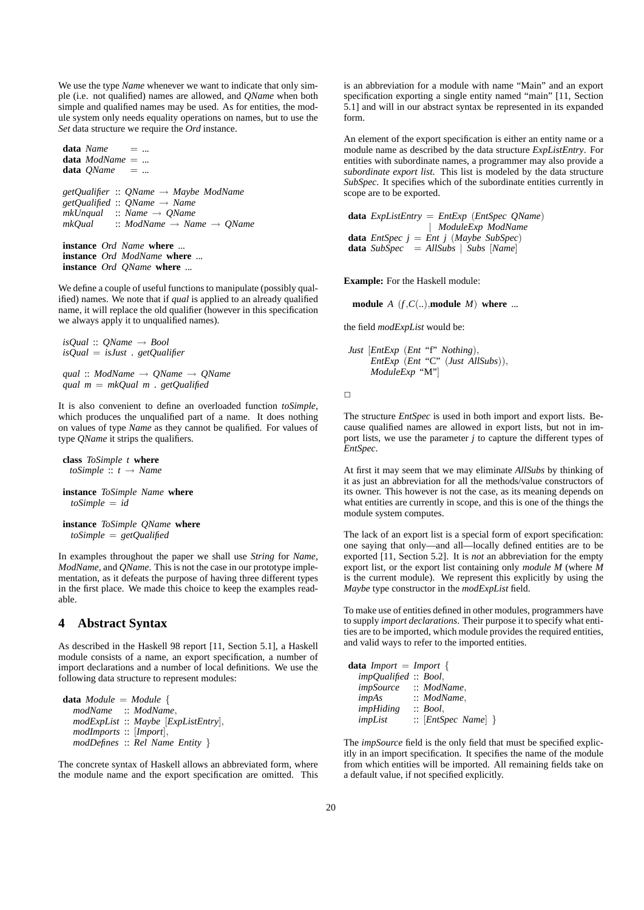We use the type *Name* whenever we want to indicate that only simple (i.e. not qualified) names are allowed, and *QName* when both simple and qualified names may be used. As for entities, the module system only needs equality operations on names, but to use the *Set* data structure we require the *Ord* instance.

```
data Name    = ...
data ModName = ...
data QName   = ...

getQualifier :: QName → Maybe ModName
getQualified :: QName → Name
mkUnqual     :: Name → QName
mkQual       :: ModName → Name → QName

instance Ord Name where ...
instance Ord ModName where ...
instance Ord QName where ...
```

We define a couple of useful functions to manipulate (possibly qualified) names. We note that if *qual* is applied to an already qualified name, it will replace the old qualifier (however in this specification we always apply it to unqualified names).

```
isQual :: QName → Bool
isQual = isJust . getQualifier

qual :: ModName → QName → QName
qual m = mkQual m . getQualified
```

It is also convenient to define an overloaded function *toSimple*, which produces the unqualified part of a name. It does nothing on values of type *Name* as they cannot be qualified. For values of type *QName* it strips the qualifiers.

```
class ToSimple t where
  toSimple :: t → Name

instance ToSimple Name where
  toSimple = id

instance ToSimple QName where
  toSimple = getQualified
```

In examples throughout the paper we shall use *String* for *Name*, *ModName*, and *QName*. This is not the case in our prototype implementation, as it defeats the purpose of having three different types in the first place. We made this choice to keep the examples readable.

## 4 Abstract Syntax

As described in the Haskell 98 report [11, Section 5.1], a Haskell module consists of a name, an export specification, a number of import declarations and a number of local definitions. We use the following data structure to represent modules:

```
data Module = Module {
  modName    :: ModName,
  modExpList :: Maybe [ExpListEntry],
  modImports :: [Import],
  modDefines :: Rel Name Entity }
```

The concrete syntax of Haskell allows an abbreviated form, where the module name and the export specification are omitted. This is an abbreviation for a module with name "Main" and an export specification exporting a single entity named "main" [11, Section 5.1] and will in our abstract syntax be represented in its expanded form.

An element of the export specification is either an entity name or a module name as described by the data structure *ExpListEntry*. For entities with subordinate names, a programmer may also provide a *subordinate export list*. This list is modeled by the data structure *SubSpec*. It specifies which of the subordinate entities currently in scope are to be exported.

```
data ExpListEntry = EntExp (EntSpec QName)
                  | ModuleExp ModName
data EntSpec j = Ent j (Maybe SubSpec)
data SubSpec   = AllSubs | Subs [Name]
```

**Example:** For the Haskell module:

```
module A (f,C(..),module M) where ...
```

the field *modExpList* would be:

```
Just [EntExp (Ent "f" Nothing),
      EntExp (Ent "C" (Just AllSubs)),
      ModuleExp "M"]
```

□

The structure *EntSpec* is used in both import and export lists. Because qualified names are allowed in export lists, but not in import lists, we use the parameter *j* to capture the different types of *EntSpec*.

At first it may seem that we may eliminate *AllSubs* by thinking of it as just an abbreviation for all the methods/value constructors of its owner. This however is not the case, as its meaning depends on what entities are currently in scope, and this is one of the things the module system computes.

The lack of an export list is a special form of export specification: one saying that only—and all—locally defined entities are to be exported [11, Section 5.2]. It is *not* an abbreviation for the empty export list, or the export list containing only *module M* (where *M* is the current module). We represent this explicitly by using the *Maybe* type constructor in the *modExpList* field.

To make use of entities defined in other modules, programmers have to supply *import declarations*. Their purpose it to specify what entities are to be imported, which module provides the required entities, and valid ways to refer to the imported entities.

```
data Import = Import {
  impQualified :: Bool,
  impSource    :: ModName,
  impAs        :: ModName,
  impHiding    :: Bool,
  impList      :: [EntSpec Name] }
```

The *impSource* field is the only field that must be specified explicitly in an import specification. It specifies the name of the module from which entities will be imported. All remaining fields take on a default value, if not specified explicitly.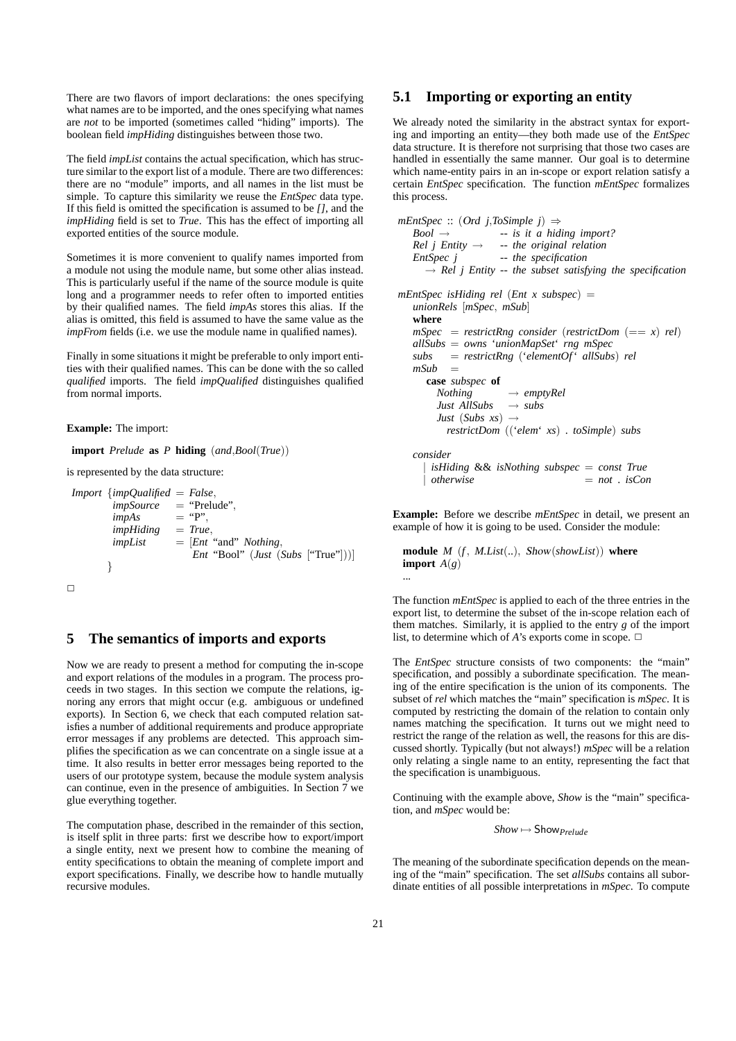There are two flavors of import declarations: the ones specifying what names are to be imported, and the ones specifying what names are *not* to be imported (sometimes called "hiding" imports). The boolean field *impHiding* distinguishes between those two.

The field *impList* contains the actual specification, which has structure similar to the export list of a module. There are two differences: there are no "module" imports, and all names in the list must be simple. To capture this similarity we reuse the *EntSpec* data type. If this field is omitted the specification is assumed to be *[]*, and the *impHiding* field is set to *True*. This has the effect of importing all exported entities of the source module.

Sometimes it is more convenient to qualify names imported from a module not using the module name, but some other alias instead. This is particularly useful if the name of the source module is quite long and a programmer needs to refer often to imported entities by their qualified names. The field *impAs* stores this alias. If the alias is omitted, this field is assumed to have the same value as the *impFrom* fields (i.e. we use the module name in qualified names).

Finally in some situations it might be preferable to only import entities with their qualified names. This can be done with the so called *qualified* imports. The field *impQualified* distinguishes qualified from normal imports.

**Example:** The import:

```
import Prelude as P hiding (and,Bool(True))
```

is represented by the data structure:

```
Import {impQualified = False,
        impSource    = "Prelude",
        impAs        = "P",
        impHiding    = True,
        impList      = [Ent "and" Nothing,
                        Ent "Bool" (Just (Subs ["True"]))]
       }
```

□

# 5 The semantics of imports and exports

Now we are ready to present a method for computing the in-scope and export relations of the modules in a program. The process proceeds in two stages. In this section we compute the relations, ignoring any errors that might occur (e.g. ambiguous or undefined exports). In Section 6, we check that each computed relation satisfies a number of additional requirements and produce appropriate error messages if any problems are detected. This approach simplifies the specification as we can concentrate on a single issue at a time. It also results in better error messages being reported to the users of our prototype system, because the module system analysis can continue, even in the presence of ambiguities. In Section 7 we glue everything together.

The computation phase, described in the remainder of this section, is itself split in three parts: first we describe how to export/import a single entity, next we present how to combine the meaning of entity specifications to obtain the meaning of complete import and export specifications. Finally, we describe how to handle mutually recursive modules.

## 5.1 Importing or exporting an entity

We already noted the similarity in the abstract syntax for exporting and importing an entity—they both made use of the *EntSpec* data structure. It is therefore not surprising that those two cases are handled in essentially the same manner. Our goal is to determine which name-entity pairs in an in-scope or export relation satisfy a certain *EntSpec* specification. The function *mEntSpec* formalizes this process.

```
mEntSpec :: (Ord j,ToSimple j) ⇒
   Bool →           -- is it a hiding import?
   Rel j Entity →   -- the original relation
   EntSpec j        -- the specification
     → Rel j Entity -- the subset satisfying the specification

mEntSpec isHiding rel (Ent x subspec) =
   unionRels [mSpec, mSub]
   where
   mSpec   = restrictRng consider (restrictDom (== x) rel)
   allSubs = owns `unionMapSet` rng mSpec
   subs    = restrictRng (`elementOf` allSubs) rel
   mSub    =
      case subspec of
        Nothing        → emptyRel
        Just AllSubs   → subs
        Just (Subs xs) →
          restrictDom ((`elem` xs) . toSimple) subs

   consider
     | isHiding && isNothing subspec = const True
     | otherwise                     = not . isCon
```

**Example:** Before we describe *mEntSpec* in detail, we present an example of how it is going to be used. Consider the module:

```
module M (f, M.List(..), Show(showList)) where
import A(g)
...
```

The function *mEntSpec* is applied to each of the three entries in the export list, to determine the subset of the in-scope relation each of them matches. Similarly, it is applied to the entry *g* of the import list, to determine which of *A*'s exports come in scope. □

The *EntSpec* structure consists of two components: the "main" specification, and possibly a subordinate specification. The meaning of the entire specification is the union of its components. The subset of *rel* which matches the "main" specification is *mSpec*. It is computed by restricting the domain of the relation to contain only names matching the specification. It turns out we might need to restrict the range of the relation as well, the reasons for this are discussed shortly. Typically (but not always!) *mSpec* will be a relation only relating a single name to an entity, representing the fact that the specification is unambiguous.

Continuing with the example above, *Show* is the "main" specification, and *mSpec* would be:

$$Show \mapsto \mathsf{Show}_{Prelude}$$

The meaning of the subordinate specification depends on the meaning of the "main" specification. The set *allSubs* contains all subordinate entities of all possible interpretations in *mSpec*. To compute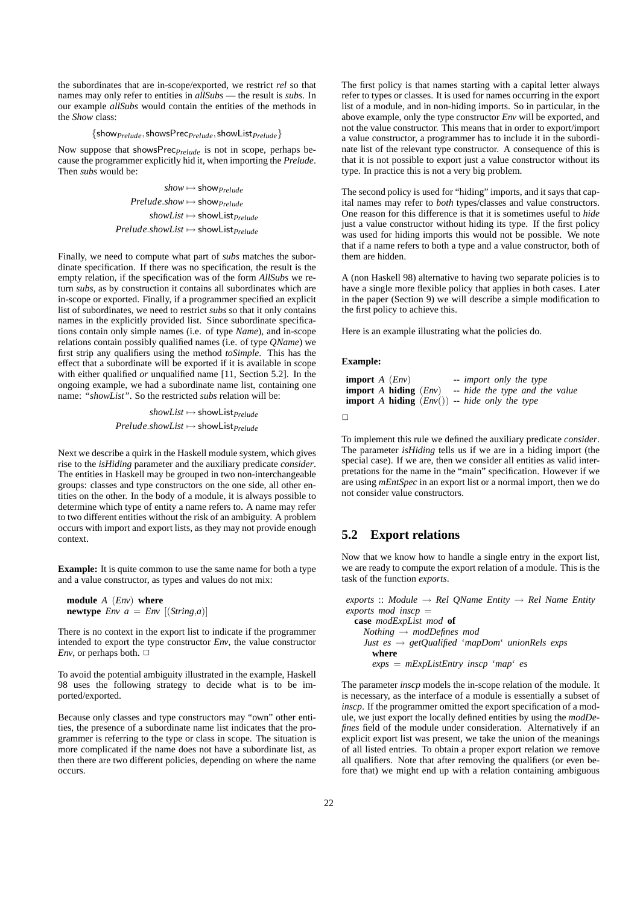the subordinates that are in-scope/exported, we restrict *rel* so that names may only refer to entities in *allSubs* — the result is *subs*. In our example *allSubs* would contain the entities of the methods in the *Show* class:

$$\{\mathsf{show}_{Prelude}, \mathsf{showsPrec}_{Prelude}, \mathsf{showList}_{Prelude}\}$$

Now suppose that $\mathsf{showsPrec}_{Prelude}$ is not in scope, perhaps because the programmer explicitly hid it, when importing the *Prelude*. Then *subs* would be:

$$\begin{aligned} show &\mapsto \mathsf{show}_{Prelude} \\ Prelude.show &\mapsto \mathsf{show}_{Prelude} \\ showList &\mapsto \mathsf{showList}_{Prelude} \\ Prelude.showList &\mapsto \mathsf{showList}_{Prelude} \end{aligned}$$

Finally, we need to compute what part of *subs* matches the subordinate specification. If there was no specification, the result is the empty relation, if the specification was of the form *AllSubs* we return *subs*, as by construction it contains all subordinates which are in-scope or exported. Finally, if a programmer specified an explicit list of subordinates, we need to restrict *subs* so that it only contains names in the explicitly provided list. Since subordinate specifications contain only simple names (i.e. of type *Name*), and in-scope relations contain possibly qualified names (i.e. of type *QName*) we first strip any qualifiers using the method *toSimple*. This has the effect that a subordinate will be exported if it is available in scope with either qualified *or* unqualified name [11, Section 5.2]. In the ongoing example, we had a subordinate name list, containing one name: *"showList"*. So the restricted *subs* relation will be:

$$\begin{aligned} showList &\mapsto \mathsf{showList}_{Prelude} \\ Prelude.showList &\mapsto \mathsf{showList}_{Prelude} \end{aligned}$$

Next we describe a quirk in the Haskell module system, which gives rise to the *isHiding* parameter and the auxiliary predicate *consider*. The entities in Haskell may be grouped in two non-interchangeable groups: classes and type constructors on the one side, all other entities on the other. In the body of a module, it is always possible to determine which type of entity a name refers to. A name may refer to two different entities without the risk of an ambiguity. A problem occurs with import and export lists, as they may not provide enough context.

**Example:** It is quite common to use the same name for both a type and a value constructor, as types and values do not mix:

```
module A (Env) where
newtype Env a = Env [(String,a)]
```

There is no context in the export list to indicate if the programmer intended to export the type constructor *Env*, the value constructor *Env*, or perhaps both. □

To avoid the potential ambiguity illustrated in the example, Haskell 98 uses the following strategy to decide what is to be imported/exported.

Because only classes and type constructors may "own" other entities, the presence of a subordinate name list indicates that the programmer is referring to the type or class in scope. The situation is more complicated if the name does not have a subordinate list, as then there are two different policies, depending on where the name occurs.

The first policy is that names starting with a capital letter always refer to types or classes. It is used for names occurring in the export list of a module, and in non-hiding imports. So in particular, in the above example, only the type constructor *Env* will be exported, and not the value constructor. This means that in order to export/import a value constructor, a programmer has to include it in the subordinate list of the relevant type constructor. A consequence of this is that it is not possible to export just a value constructor without its type. In practice this is not a very big problem.

The second policy is used for "hiding" imports, and it says that capital names may refer to *both* types/classes and value constructors. One reason for this difference is that it is sometimes useful to *hide* just a value constructor without hiding its type. If the first policy was used for hiding imports this would not be possible. We note that if a name refers to both a type and a value constructor, both of them are hidden.

A (non Haskell 98) alternative to having two separate policies is to have a single more flexible policy that applies in both cases. Later in the paper (Section 9) we will describe a simple modification to the first policy to achieve this.

Here is an example illustrating what the policies do.

**Example:**

```
import A (Env)            -- import only the type
import A hiding (Env)     -- hide the type and the value
import A hiding (Env())   -- hide only the type
```

□

To implement this rule we defined the auxiliary predicate *consider*. The parameter *isHiding* tells us if we are in a hiding import (the special case). If we are, then we consider all entities as valid interpretations for the name in the "main" specification. However if we are using *mEntSpec* in an export list or a normal import, then we do not consider value constructors.

## 5.2 Export relations

Now that we know how to handle a single entry in the export list, we are ready to compute the export relation of a module. This is the task of the function *exports*.

```
exports :: Module → Rel QName Entity → Rel Name Entity
exports mod inscp =
  case modExpList mod of
    Nothing → modDefines mod
    Just es → getQualified `mapDom` unionRels exps
      where
      exps = mExpListEntry inscp `map` es
```

The parameter *inscp* models the in-scope relation of the module. It is necessary, as the interface of a module is essentially a subset of *inscp*. If the programmer omitted the export specification of a module, we just export the locally defined entities by using the *modDefines* field of the module under consideration. Alternatively if an explicit export list was present, we take the union of the meanings of all listed entries. To obtain a proper export relation we remove all qualifiers. Note that after removing the qualifiers (or even before that) we might end up with a relation containing ambiguous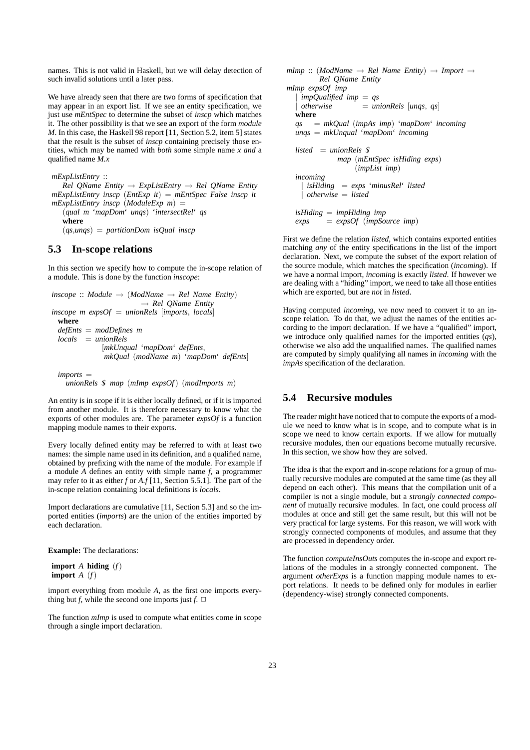names. This is not valid in Haskell, but we will delay detection of such invalid solutions until a later pass.

We have already seen that there are two forms of specification that may appear in an export list. If we see an entity specification, we just use *mEntSpec* to determine the subset of *inscp* which matches it. The other possibility is that we see an export of the form *module M*. In this case, the Haskell 98 report [11, Section 5.2, item 5] states that the result is the subset of *inscp* containing precisely those entities, which may be named with *both* some simple name *x and* a qualified name *M.x*

```
mExpListEntry ::
    Rel QName Entity → ExpListEntry → Rel QName Entity
mExpListEntry inscp (EntExp it) = mEntSpec False inscp it
mExpListEntry inscp (ModuleExp m) =
    (qual m `mapDom` unqs) `intersectRel` qs
    where
    (qs,unqs) = partitionDom isQual inscp
```

## 5.3 In-scope relations

In this section we specify how to compute the in-scope relation of a module. This is done by the function *inscope*:

```
inscope :: Module → (ModName → Rel Name Entity)
                   → Rel QName Entity
inscope m expsOf = unionRels [imports, locals]
  where
  defEnts = modDefines m
  locals  = unionRels
              [mkUnqual `mapDom` defEnts,
               mkQual (modName m) `mapDom` defEnts]

  imports =
    unionRels $ map (mImp expsOf) (modImports m)
```

An entity is in scope if it is either locally defined, or if it is imported from another module. It is therefore necessary to know what the exports of other modules are. The parameter *expsOf* is a function mapping module names to their exports.

Every locally defined entity may be referred to with at least two names: the simple name used in its definition, and a qualified name, obtained by prefixing with the name of the module. For example if a module *A* defines an entity with simple name *f*, a programmer may refer to it as either *f* or *A.f* [11, Section 5.5.1]. The part of the in-scope relation containing local definitions is *locals*.

Import declarations are cumulative [11, Section 5.3] and so the imported entities (*imports*) are the union of the entities imported by each declaration.

**Example:** The declarations:

```
import A hiding (f)
import A (f)
```

import everything from module *A*, as the first one imports everything but *f*, while the second one imports just *f*. □

The function *mImp* is used to compute what entities come in scope through a single import declaration.

```
mImp :: (ModName → Rel Name Entity) → Import →
        Rel QName Entity
mImp expsOf imp
  | impQualified imp = qs
  | otherwise        = unionRels [unqs, qs]
  where
  qs   = mkQual (impAs imp) `mapDom` incoming
  unqs = mkUnqual `mapDom` incoming

  listed  = unionRels $
              map (mEntSpec isHiding exps)
                  (impList imp)
  incoming
    | isHiding  = exps `minusRel` listed
    | otherwise = listed

  isHiding = impHiding imp
  exps     = expsOf (impSource imp)
```

First we define the relation *listed*, which contains exported entities matching *any* of the entity specifications in the list of the import declaration. Next, we compute the subset of the export relation of the source module, which matches the specification (*incoming*). If we have a normal import, *incoming* is exactly *listed*. If however we are dealing with a "hiding" import, we need to take all those entities which are exported, but are *not* in *listed*.

Having computed *incoming*, we now need to convert it to an in-scope relation. To do that, we adjust the names of the entities according to the import declaration. If we have a "qualified" import, we introduce only qualified names for the imported entities (*qs*), otherwise we also add the unqualified names. The qualified names are computed by simply qualifying all names in *incoming* with the *impAs* specification of the declaration.

## 5.4 Recursive modules

The reader might have noticed that to compute the exports of a module we need to know what is in scope, and to compute what is in scope we need to know certain exports. If we allow for mutually recursive modules, then our equations become mutually recursive. In this section, we show how they are solved.

The idea is that the export and in-scope relations for a group of mutually recursive modules are computed at the same time (as they all depend on each other). This means that the compilation unit of a compiler is not a single module, but a *strongly connected component* of mutually recursive modules. In fact, one could process *all* modules at once and still get the same result, but this will not be very practical for large systems. For this reason, we will work with strongly connected components of modules, and assume that they are processed in dependency order.

The function *computeInsOuts* computes the in-scope and export relations of the modules in a strongly connected component. The argument *otherExps* is a function mapping module names to export relations. It needs to be defined only for modules in earlier (dependency-wise) strongly connected components.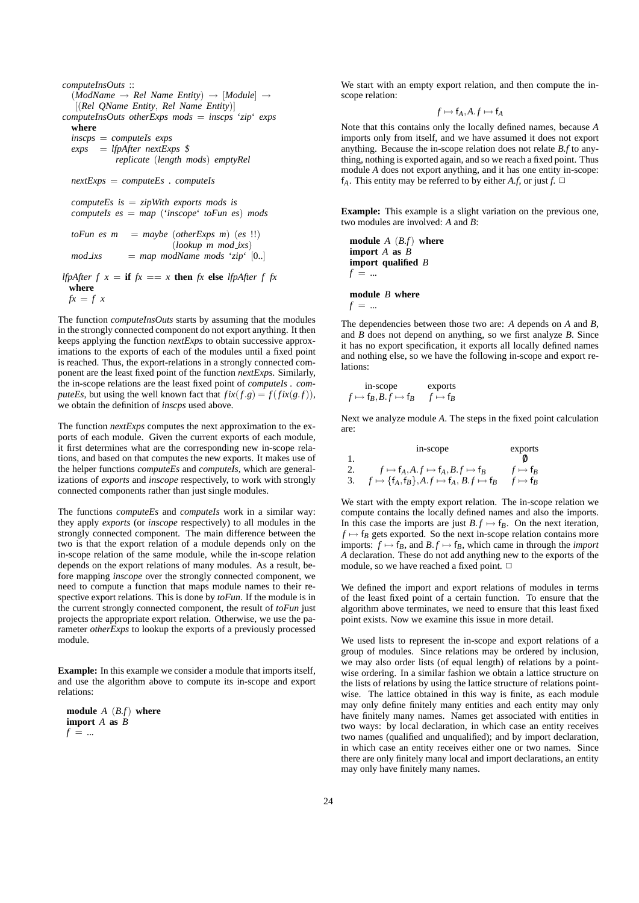```
computeInsOuts ::
  (ModName → Rel Name Entity) → [Module] →
    [(Rel QName Entity, Rel Name Entity)]
computeInsOuts otherExps mods = inscps `zip` exps
  where
  inscps = computeIs exps
  exps   = lfpAfter nextExps $
             replicate (length mods) emptyRel

  nextExps = computeEs . computeIs

  computeEs is = zipWith exports mods is
  computeIs es = map (`inscope` toFun es) mods

  toFun es m   = maybe (otherExps m) (es !!)
                         (lookup m mod_ixs)
  mod_ixs      = map modName mods `zip` [0..]

lfpAfter f x = if fx == x then fx else lfpAfter f fx
  where
  fx = f x
```

The function *computeInsOuts* starts by assuming that the modules in the strongly connected component do not export anything. It then keeps applying the function *nextExps* to obtain successive approximations to the exports of each of the modules until a fixed point is reached. Thus, the export-relations in a strongly connected component are the least fixed point of the function *nextExps*. Similarly, the in-scope relations are the least fixed point of *computeIs* . *computeEs*, but using the well known fact that $fix(f.g) = f(fix(g.f))$, we obtain the definition of *inscps* used above.

The function *nextExps* computes the next approximation to the exports of each module. Given the current exports of each module, it first determines what are the corresponding new in-scope relations, and based on that computes the new exports. It makes use of the helper functions *computeEs* and *computeIs*, which are generalizations of *exports* and *inscope* respectively, to work with strongly connected components rather than just single modules.

The functions *computeEs* and *computeIs* work in a similar way: they apply *exports* (or *inscope* respectively) to all modules in the strongly connected component. The main difference between the two is that the export relation of a module depends only on the in-scope relation of the same module, while the in-scope relation depends on the export relations of many modules. As a result, before mapping *inscope* over the strongly connected component, we need to compute a function that maps module names to their respective export relations. This is done by *toFun*. If the module is in the current strongly connected component, the result of *toFun* just projects the appropriate export relation. Otherwise, we use the parameter *otherExps* to lookup the exports of a previously processed module.

**Example:** In this example we consider a module that imports itself, and use the algorithm above to compute its in-scope and export relations:

```
module A (B.f) where
import A as B
f = ...
```

We start with an empty export relation, and then compute the in-scope relation:

$$f \mapsto \mathsf{f}_A, A.f \mapsto \mathsf{f}_A$$

Note that this contains only the locally defined names, because *A* imports only from itself, and we have assumed it does not export anything. Because the in-scope relation does not relate *B.f* to anything, nothing is exported again, and so we reach a fixed point. Thus module *A* does not export anything, and it has one entity in-scope: $\mathsf{f}_A$. This entity may be referred to by either *A.f*, or just *f*. □

**Example:** This example is a slight variation on the previous one, two modules are involved: *A* and *B*:

```
module A (B.f) where
import A as B
import qualified B
f = ...

module B where
f = ...
```

The dependencies between those two are: *A* depends on *A* and *B*, and *B* does not depend on anything, so we first analyze *B*. Since it has no export specification, it exports all locally defined names and nothing else, so we have the following in-scope and export relations:

| in-scope | exports |
|---|---|
| $f \mapsto \mathsf{f}_B, B.f \mapsto \mathsf{f}_B$ | $f \mapsto \mathsf{f}_B$ |

Next we analyze module *A*. The steps in the fixed point calculation are:

| | in-scope | exports |
|---|---|---|
| 1. | | $\emptyset$ |
| 2. | $f \mapsto \mathsf{f}_A, A.f \mapsto \mathsf{f}_A, B.f \mapsto \mathsf{f}_B$ | $f \mapsto \mathsf{f}_B$ |
| 3. | $f \mapsto \{\mathsf{f}_A, \mathsf{f}_B\}, A.f \mapsto \mathsf{f}_A, B.f \mapsto \mathsf{f}_B$ | $f \mapsto \mathsf{f}_B$ |

We start with the empty export relation. The in-scope relation we compute contains the locally defined names and also the imports. In this case the imports are just $B.f \mapsto \mathsf{f}_B$. On the next iteration, $f \mapsto \mathsf{f}_B$ gets exported. So the next in-scope relation contains more imports: $f \mapsto \mathsf{f}_B$, and $B.f \mapsto \mathsf{f}_B$, which came in through the *import A* declaration. These do not add anything new to the exports of the module, so we have reached a fixed point. □

We defined the import and export relations of modules in terms of the least fixed point of a certain function. To ensure that the algorithm above terminates, we need to ensure that this least fixed point exists. Now we examine this issue in more detail.

We used lists to represent the in-scope and export relations of a group of modules. Since relations may be ordered by inclusion, we may also order lists (of equal length) of relations by a point-wise ordering. In a similar fashion we obtain a lattice structure on the lists of relations by using the lattice structure of relations point-wise. The lattice obtained in this way is finite, as each module may only define finitely many entities and each entity may only have finitely many names. Names get associated with entities in two ways: by local declaration, in which case an entity receives two names (qualified and unqualified); and by import declaration, in which case an entity receives either one or two names. Since there are only finitely many local and import declarations, an entity may only have finitely many names.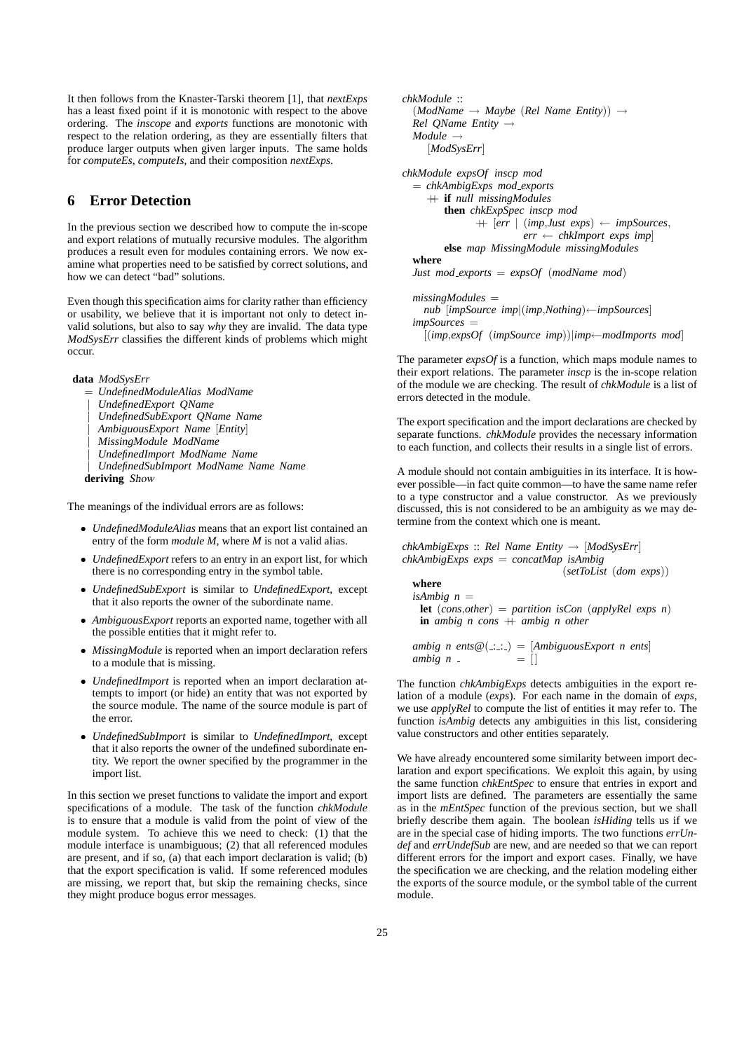It then follows from the Knaster-Tarski theorem [1], that *nextExps* has a least fixed point if it is monotonic with respect to the above ordering. The *inscope* and *exports* functions are monotonic with respect to the relation ordering, as they are essentially filters that produce larger outputs when given larger inputs. The same holds for *computeEs*, *computeIs*, and their composition *nextExps*.

## 6 Error Detection

In the previous section we described how to compute the in-scope and export relations of mutually recursive modules. The algorithm produces a result even for modules containing errors. We now examine what properties need to be satisfied by correct solutions, and how we can detect "bad" solutions.

Even though this specification aims for clarity rather than efficiency or usability, we believe that it is important not only to detect invalid solutions, but also to say *why* they are invalid. The data type *ModSysErr* classifies the different kinds of problems which might occur.

```
data ModSysErr
  = UndefinedModuleAlias ModName
  | UndefinedExport QName
  | UndefinedSubExport QName Name
  | AmbiguousExport Name [Entity]
  | MissingModule ModName
  | UndefinedImport ModName Name
  | UndefinedSubImport ModName Name Name
  deriving Show
```

The meanings of the individual errors are as follows:

- *UndefinedModuleAlias* means that an export list contained an entry of the form *module M*, where *M* is not a valid alias.
- *UndefinedExport* refers to an entry in an export list, for which there is no corresponding entry in the symbol table.
- *UndefinedSubExport* is similar to *UndefinedExport*, except that it also reports the owner of the subordinate name.
- *AmbiguousExport* reports an exported name, together with all the possible entities that it might refer to.
- *MissingModule* is reported when an import declaration refers to a module that is missing.
- *UndefinedImport* is reported when an import declaration attempts to import (or hide) an entity that was not exported by the source module. The name of the source module is part of the error.
- *UndefinedSubImport* is similar to *UndefinedImport*, except that it also reports the owner of the undefined subordinate entity. We report the owner specified by the programmer in the import list.

In this section we preset functions to validate the import and export specifications of a module. The task of the function *chkModule* is to ensure that a module is valid from the point of view of the module system. To achieve this we need to check: (1) that the module interface is unambiguous; (2) that all referenced modules are present, and if so, (a) that each import declaration is valid; (b) that the export specification is valid. If some referenced modules are missing, we report that, but skip the remaining checks, since they might produce bogus error messages.

```
chkModule ::
  (ModName → Maybe (Rel Name Entity)) →
  Rel QName Entity →
  Module →
    [ModSysErr]

chkModule expsOf inscp mod
  = chkAmbigExps mod_exports
    ++ if null missingModules
       then chkExpSpec inscp mod
            ++ [err | (imp,Just exps) ← impSources,
                      err ← chkImport exps imp]
       else map MissingModule missingModules
  where
  Just mod_exports = expsOf (modName mod)

  missingModules =
    nub [impSource imp|(imp,Nothing)←impSources]
  impSources =
    [(imp,expsOf (impSource imp))|imp←modImports mod]
```

The parameter *expsOf* is a function, which maps module names to their export relations. The parameter *inscp* is the in-scope relation of the module we are checking. The result of *chkModule* is a list of errors detected in the module.

The export specification and the import declarations are checked by separate functions. *chkModule* provides the necessary information to each function, and collects their results in a single list of errors.

A module should not contain ambiguities in its interface. It is however possible—in fact quite common—to have the same name refer to a type constructor and a value constructor. As we previously discussed, this is not considered to be an ambiguity as we may determine from the context which one is meant.

```
chkAmbigExps :: Rel Name Entity → [ModSysErr]
chkAmbigExps exps = concatMap isAmbig
                              (setToList (dom exps))
  where
  isAmbig n =
    let (cons,other) = partition isCon (applyRel exps n)
    in ambig n cons ++ ambig n other

  ambig n ents@(_:_:_) = [AmbiguousExport n ents]
  ambig n _            = []
```

The function *chkAmbigExps* detects ambiguities in the export relation of a module (*exps*). For each name in the domain of *exps*, we use *applyRel* to compute the list of entities it may refer to. The function *isAmbig* detects any ambiguities in this list, considering value constructors and other entities separately.

We have already encountered some similarity between import declaration and export specifications. We exploit this again, by using the same function *chkEntSpec* to ensure that entries in export and import lists are defined. The parameters are essentially the same as in the *mEntSpec* function of the previous section, but we shall briefly describe them again. The boolean *isHiding* tells us if we are in the special case of hiding imports. The two functions *errUndef* and *errUndefSub* are new, and are needed so that we can report different errors for the import and export cases. Finally, we have the specification we are checking, and the relation modeling either the exports of the source module, or the symbol table of the current module.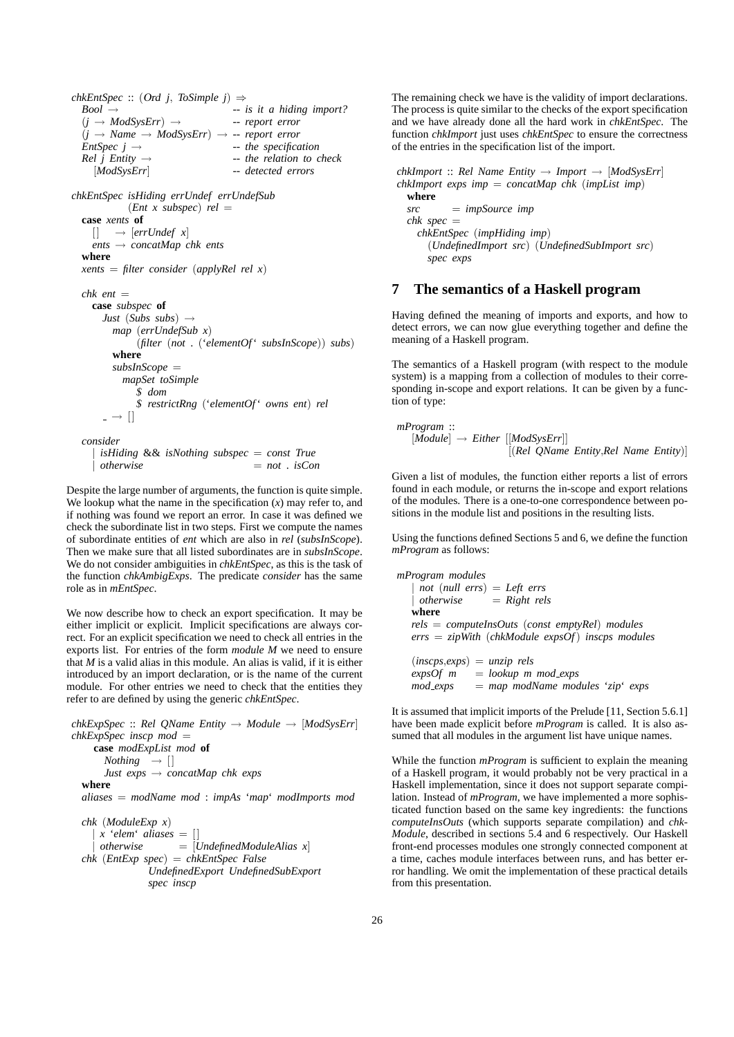```
chkEntSpec :: (Ord j, ToSimple j) ⇒
  Bool →                              -- is it a hiding import?
  (j → ModSysErr) →                   -- report error
  (j → Name → ModSysErr) →            -- report error
  EntSpec j →                         -- the specification
  Rel j Entity →                      -- the relation to check
    [ModSysErr]                       -- detected errors

chkEntSpec isHiding errUndef errUndefSub
           (Ent x subspec) rel =
  case xents of
    []   → [errUndef x]
    ents → concatMap chk ents
  where
  xents = filter consider (applyRel rel x)

  chk ent =
    case subspec of
      Just (Subs subs) →
        map (errUndefSub x)
            (filter (not . (‘elementOf‘ subsInScope)) subs)
        where
        subsInScope =
          mapSet toSimple
            $ dom
            $ restrictRng (‘elementOf‘ owns ent) rel
      _ → []

  consider
    | isHiding && isNothing subspec = const True
    | otherwise                     = not . isCon
```

Despite the large number of arguments, the function is quite simple. We lookup what the name in the specification (*x*) may refer to, and if nothing was found we report an error. In case it was defined we check the subordinate list in two steps. First we compute the names of subordinate entities of *ent* which are also in *rel* (*subsInScope*). Then we make sure that all listed subordinates are in *subsInScope*. We do not consider ambiguities in *chkEntSpec*, as this is the task of the function *chkAmbigExps*. The predicate *consider* has the same role as in *mEntSpec*.

We now describe how to check an export specification. It may be either implicit or explicit. Implicit specifications are always correct. For an explicit specification we need to check all entries in the exports list. For entries of the form *module M* we need to ensure that *M* is a valid alias in this module. An alias is valid, if it is either introduced by an import declaration, or is the name of the current module. For other entries we need to check that the entities they refer to are defined by using the generic *chkEntSpec*.

```
chkExpSpec :: Rel QName Entity → Module → [ModSysErr]
chkExpSpec inscp mod =
    case modExpList mod of
      Nothing  → []
      Just exps → concatMap chk exps
  where
  aliases = modName mod : impAs ‘map‘ modImports mod

  chk (ModuleExp x)
    | x ‘elem‘ aliases = []
    | otherwise        = [UndefinedModuleAlias x]
  chk (EntExp spec) = chkEntSpec False
                UndefinedExport UndefinedSubExport
                spec inscp
```

The remaining check we have is the validity of import declarations. The process is quite similar to the checks of the export specification and we have already done all the hard work in *chkEntSpec*. The function *chkImport* just uses *chkEntSpec* to ensure the correctness of the entries in the specification list of the import.

```
chkImport :: Rel Name Entity → Import → [ModSysErr]
chkImport exps imp = concatMap chk (impList imp)
  where
  src      = impSource imp
  chk spec =
    chkEntSpec (impHiding imp)
      (UndefinedImport src) (UndefinedSubImport src)
      spec exps
```

## 7 The semantics of a Haskell program

Having defined the meaning of imports and exports, and how to detect errors, we can now glue everything together and define the meaning of a Haskell program.

The semantics of a Haskell program (with respect to the module system) is a mapping from a collection of modules to their corresponding in-scope and export relations. It can be given by a function of type:

```
mProgram ::
   [Module] → Either [[ModSysErr]]
                     [(Rel QName Entity,Rel Name Entity)]
```

Given a list of modules, the function either reports a list of errors found in each module, or returns the in-scope and export relations of the modules. There is a one-to-one correspondence between positions in the module list and positions in the resulting lists.

Using the functions defined Sections 5 and 6, we define the function *mProgram* as follows:

```
mProgram modules
   | not (null errs) = Left errs
   | otherwise       = Right rels
   where
   rels = computeInsOuts (const emptyRel) modules
   errs = zipWith (chkModule expsOf) inscps modules

   (inscps,exps) = unzip rels
   expsOf m      = lookup m mod_exps
   mod_exps      = map modName modules ‘zip‘ exps
```

It is assumed that implicit imports of the Prelude [11, Section 5.6.1] have been made explicit before *mProgram* is called. It is also assumed that all modules in the argument list have unique names.

While the function *mProgram* is sufficient to explain the meaning of a Haskell program, it would probably not be very practical in a Haskell implementation, since it does not support separate compilation. Instead of *mProgram*, we have implemented a more sophisticated function based on the same key ingredients: the functions *computeInsOuts* (which supports separate compilation) and *chkModule*, described in sections 5.4 and 6 respectively. Our Haskell front-end processes modules one strongly connected component at a time, caches module interfaces between runs, and has better error handling. We omit the implementation of these practical details from this presentation.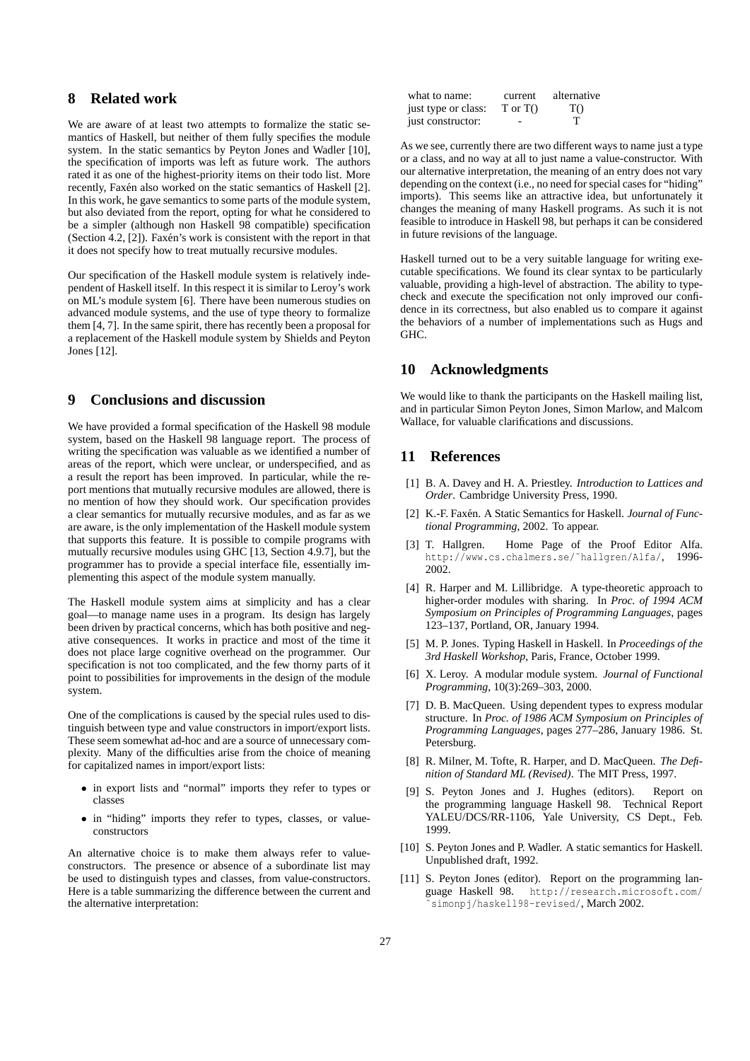## 8 Related work

We are aware of at least two attempts to formalize the static semantics of Haskell, but neither of them fully specifies the module system. In the static semantics by Peyton Jones and Wadler [10], the specification of imports was left as future work. The authors rated it as one of the highest-priority items on their todo list. More recently, Faxén also worked on the static semantics of Haskell [2]. In this work, he gave semantics to some parts of the module system, but also deviated from the report, opting for what he considered to be a simpler (although non Haskell 98 compatible) specification (Section 4.2, [2]). Faxén's work is consistent with the report in that it does not specify how to treat mutually recursive modules.

Our specification of the Haskell module system is relatively independent of Haskell itself. In this respect it is similar to Leroy's work on ML's module system [6]. There have been numerous studies on advanced module systems, and the use of type theory to formalize them [4, 7]. In the same spirit, there has recently been a proposal for a replacement of the Haskell module system by Shields and Peyton Jones [12].

## 9 Conclusions and discussion

We have provided a formal specification of the Haskell 98 module system, based on the Haskell 98 language report. The process of writing the specification was valuable as we identified a number of areas of the report, which were unclear, or underspecified, and as a result the report has been improved. In particular, while the report mentions that mutually recursive modules are allowed, there is no mention of how they should work. Our specification provides a clear semantics for mutually recursive modules, and as far as we are aware, is the only implementation of the Haskell module system that supports this feature. It is possible to compile programs with mutually recursive modules using GHC [13, Section 4.9.7], but the programmer has to provide a special interface file, essentially implementing this aspect of the module system manually.

The Haskell module system aims at simplicity and has a clear goal—to manage name uses in a program. Its design has largely been driven by practical concerns, which has both positive and negative consequences. It works in practice and most of the time it does not place large cognitive overhead on the programmer. Our specification is not too complicated, and the few thorny parts of it point to possibilities for improvements in the design of the module system.

One of the complications is caused by the special rules used to distinguish between type and value constructors in import/export lists. These seem somewhat ad-hoc and are a source of unnecessary complexity. Many of the difficulties arise from the choice of meaning for capitalized names in import/export lists:

- in export lists and "normal" imports they refer to types or classes
- in "hiding" imports they refer to types, classes, or value-constructors

An alternative choice is to make them always refer to value-constructors. The presence or absence of a subordinate list may be used to distinguish types and classes, from value-constructors. Here is a table summarizing the difference between the current and the alternative interpretation:

| what to name: | current | alternative |
|---|---|---|
| just type or class: | T or T() | T() |
| just constructor: | - | T |

As we see, currently there are two different ways to name just a type or a class, and no way at all to just name a value-constructor. With our alternative interpretation, the meaning of an entry does not vary depending on the context (i.e., no need for special cases for "hiding" imports). This seems like an attractive idea, but unfortunately it changes the meaning of many Haskell programs. As such it is not feasible to introduce in Haskell 98, but perhaps it can be considered in future revisions of the language.

Haskell turned out to be a very suitable language for writing executable specifications. We found its clear syntax to be particularly valuable, providing a high-level of abstraction. The ability to type-check and execute the specification not only improved our confidence in its correctness, but also enabled us to compare it against the behaviors of a number of implementations such as Hugs and GHC.

## 10 Acknowledgments

We would like to thank the participants on the Haskell mailing list, and in particular Simon Peyton Jones, Simon Marlow, and Malcom Wallace, for valuable clarifications and discussions.

## 11 References

[1] B. A. Davey and H. A. Priestley. *Introduction to Lattices and Order*. Cambridge University Press, 1990.

[2] K.-F. Faxén. A Static Semantics for Haskell. *Journal of Functional Programming*, 2002. To appear.

[3] T. Hallgren. Home Page of the Proof Editor Alfa. http://www.cs.chalmers.se/~hallgren/Alfa/, 1996-2002.

[4] R. Harper and M. Lillibridge. A type-theoretic approach to higher-order modules with sharing. In *Proc. of 1994 ACM Symposium on Principles of Programming Languages*, pages 123–137, Portland, OR, January 1994.

[5] M. P. Jones. Typing Haskell in Haskell. In *Proceedings of the 3rd Haskell Workshop*, Paris, France, October 1999.

[6] X. Leroy. A modular module system. *Journal of Functional Programming*, 10(3):269–303, 2000.

[7] D. B. MacQueen. Using dependent types to express modular structure. In *Proc. of 1986 ACM Symposium on Principles of Programming Languages*, pages 277–286, January 1986. St. Petersburg.

[8] R. Milner, M. Tofte, R. Harper, and D. MacQueen. *The Definition of Standard ML (Revised)*. The MIT Press, 1997.

[9] S. Peyton Jones and J. Hughes (editors). Report on the programming language Haskell 98. Technical Report YALEU/DCS/RR-1106, Yale University, CS Dept., Feb. 1999.

[10] S. Peyton Jones and P. Wadler. A static semantics for Haskell. Unpublished draft, 1992.

[11] S. Peyton Jones (editor). Report on the programming language Haskell 98. http://research.microsoft.com/~simonpj/haskell98-revised/, March 2002.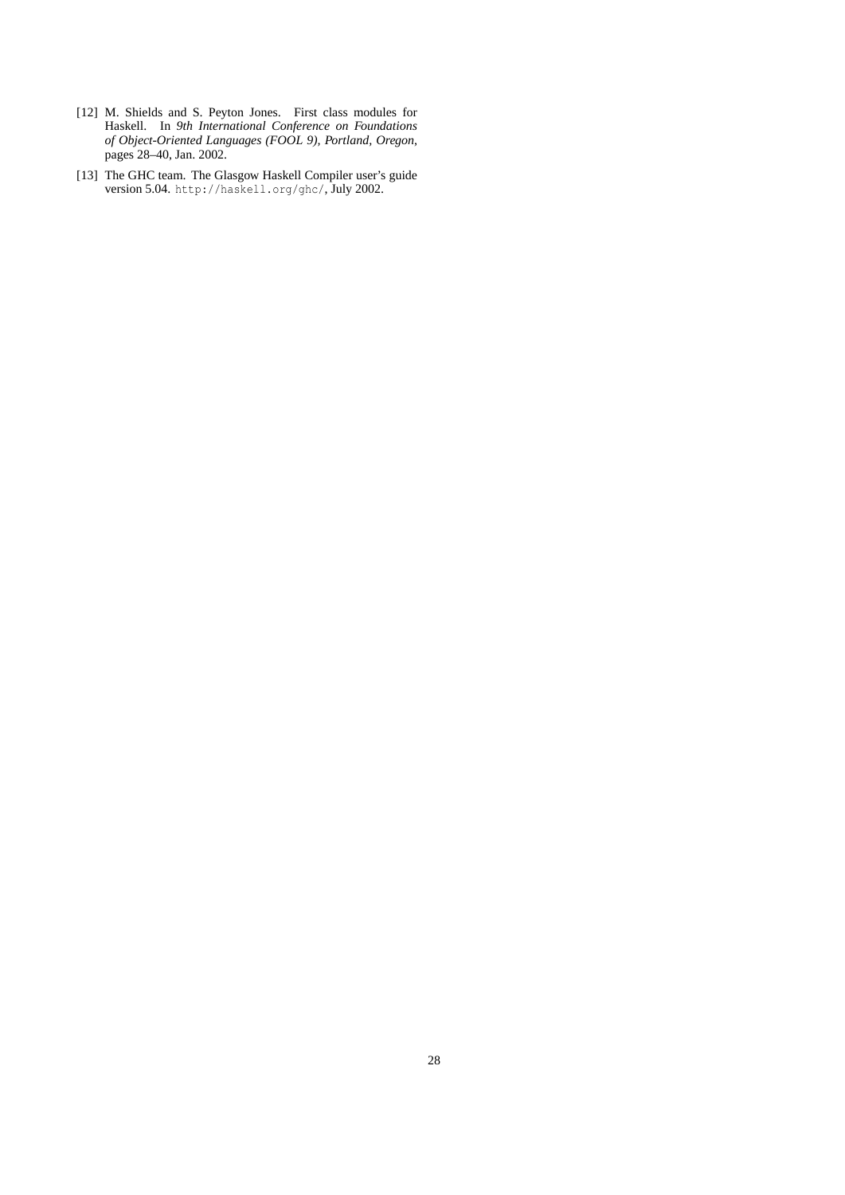[12] M. Shields and S. Peyton Jones. First class modules for Haskell. In *9th International Conference on Foundations of Object-Oriented Languages (FOOL 9), Portland, Oregon*, pages 28–40, Jan. 2002.

[13] The GHC team. The Glasgow Haskell Compiler user's guide version 5.04. `http://haskell.org/ghc/`, July 2002.